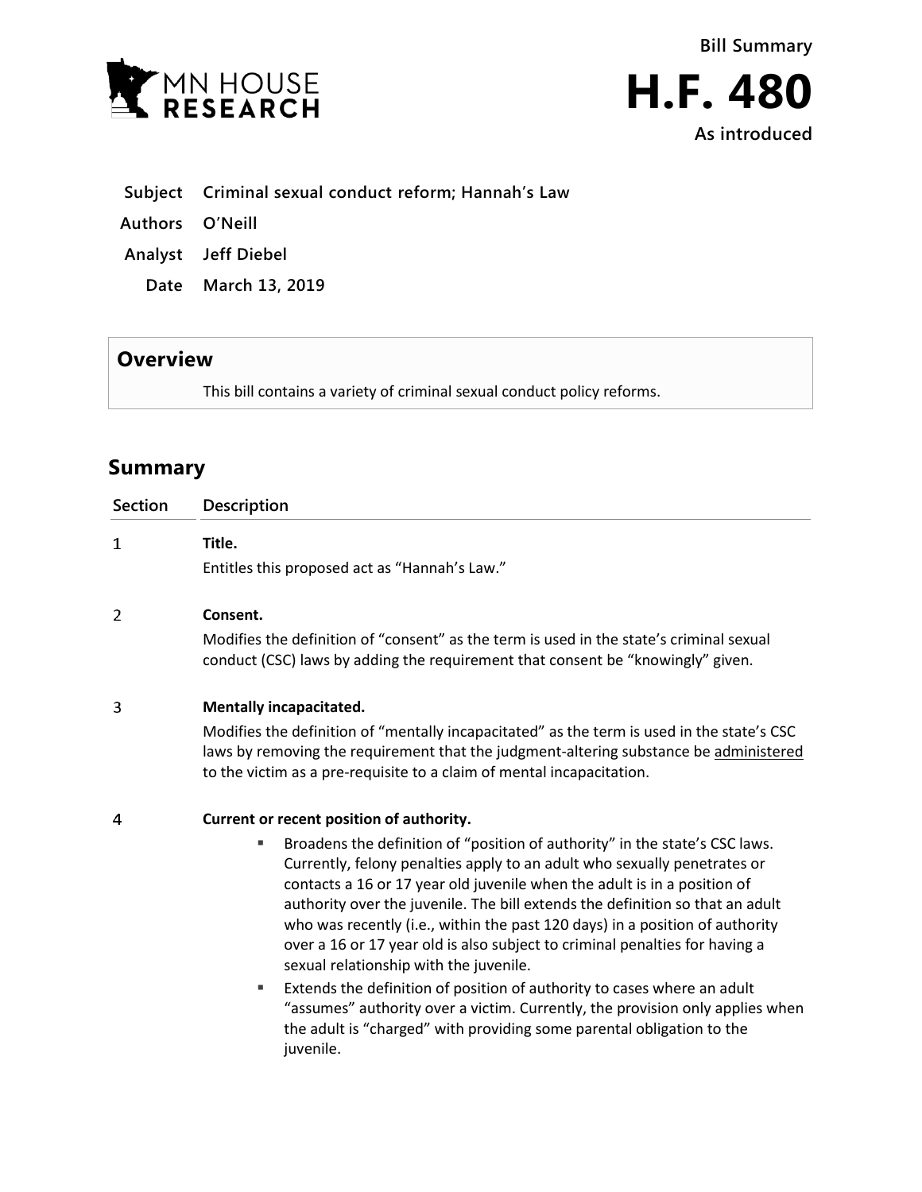MN HOUSE RESEARCH

**Bill Summary**

# H.F. 480

**As introduced**

**Subject** Criminal sexual conduct reform; Hannah's Law

**Authors** O'Neill

**Analyst** Jeff Diebel

**Date** March 13, 2019

## Overview

This bill contains a variety of criminal sexual conduct policy reforms.

## Summary

| Section | Description |
| --- | --- |
| 1 | **Title.**<br>Entitles this proposed act as "Hannah's Law." |
| 2 | **Consent.**<br>Modifies the definition of "consent" as the term is used in the state's criminal sexual conduct (CSC) laws by adding the requirement that consent be "knowingly" given. |
| 3 | **Mentally incapacitated.**<br>Modifies the definition of "mentally incapacitated" as the term is used in the state's CSC laws by removing the requirement that the judgment-altering substance be administered to the victim as a pre-requisite to a claim of mental incapacitation. |
| 4 | **Current or recent position of authority.**<br>▪ Broadens the definition of "position of authority" in the state's CSC laws. Currently, felony penalties apply to an adult who sexually penetrates or contacts a 16 or 17 year old juvenile when the adult is in a position of authority over the juvenile. The bill extends the definition so that an adult who was recently (i.e., within the past 120 days) in a position of authority over a 16 or 17 year old is also subject to criminal penalties for having a sexual relationship with the juvenile.<br>▪ Extends the definition of position of authority to cases where an adult "assumes" authority over a victim. Currently, the provision only applies when the adult is "charged" with providing some parental obligation to the juvenile. |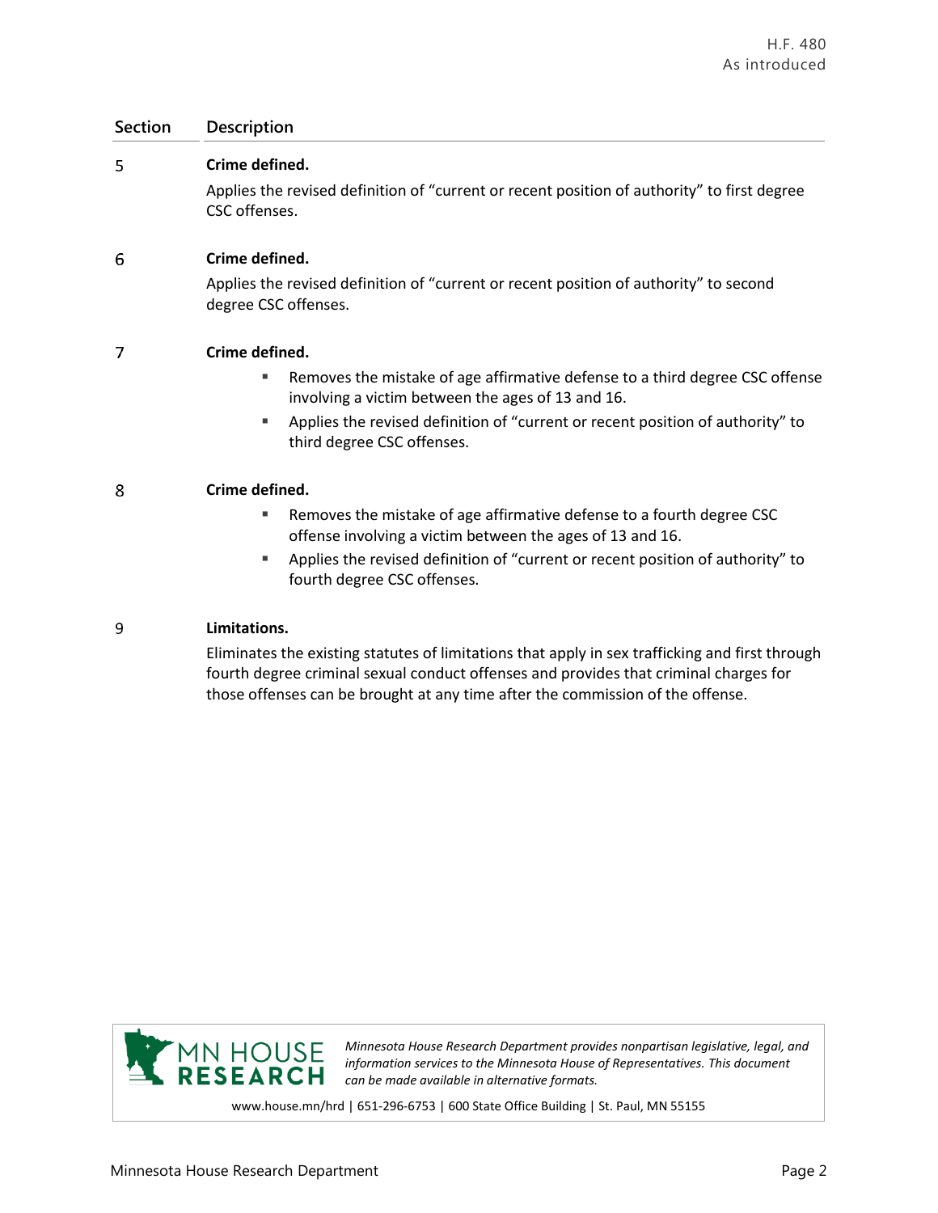| Section | Description |
|---|---|
| 5 | **Crime defined.** Applies the revised definition of "current or recent position of authority" to first degree CSC offenses. |
| 6 | **Crime defined.** Applies the revised definition of "current or recent position of authority" to second degree CSC offenses. |
| 7 | **Crime defined.** ▪ Removes the mistake of age affirmative defense to a third degree CSC offense involving a victim between the ages of 13 and 16. ▪ Applies the revised definition of "current or recent position of authority" to third degree CSC offenses. |
| 8 | **Crime defined.** ▪ Removes the mistake of age affirmative defense to a fourth degree CSC offense involving a victim between the ages of 13 and 16. ▪ Applies the revised definition of "current or recent position of authority" to fourth degree CSC offenses. |
| 9 | **Limitations.** Eliminates the existing statutes of limitations that apply in sex trafficking and first through fourth degree criminal sexual conduct offenses and provides that criminal charges for those offenses can be brought at any time after the commission of the offense. |

MN HOUSE RESEARCH

*Minnesota House Research Department provides nonpartisan legislative, legal, and information services to the Minnesota House of Representatives. This document can be made available in alternative formats.*

www.house.mn/hrd | 651-296-6753 | 600 State Office Building | St. Paul, MN 55155